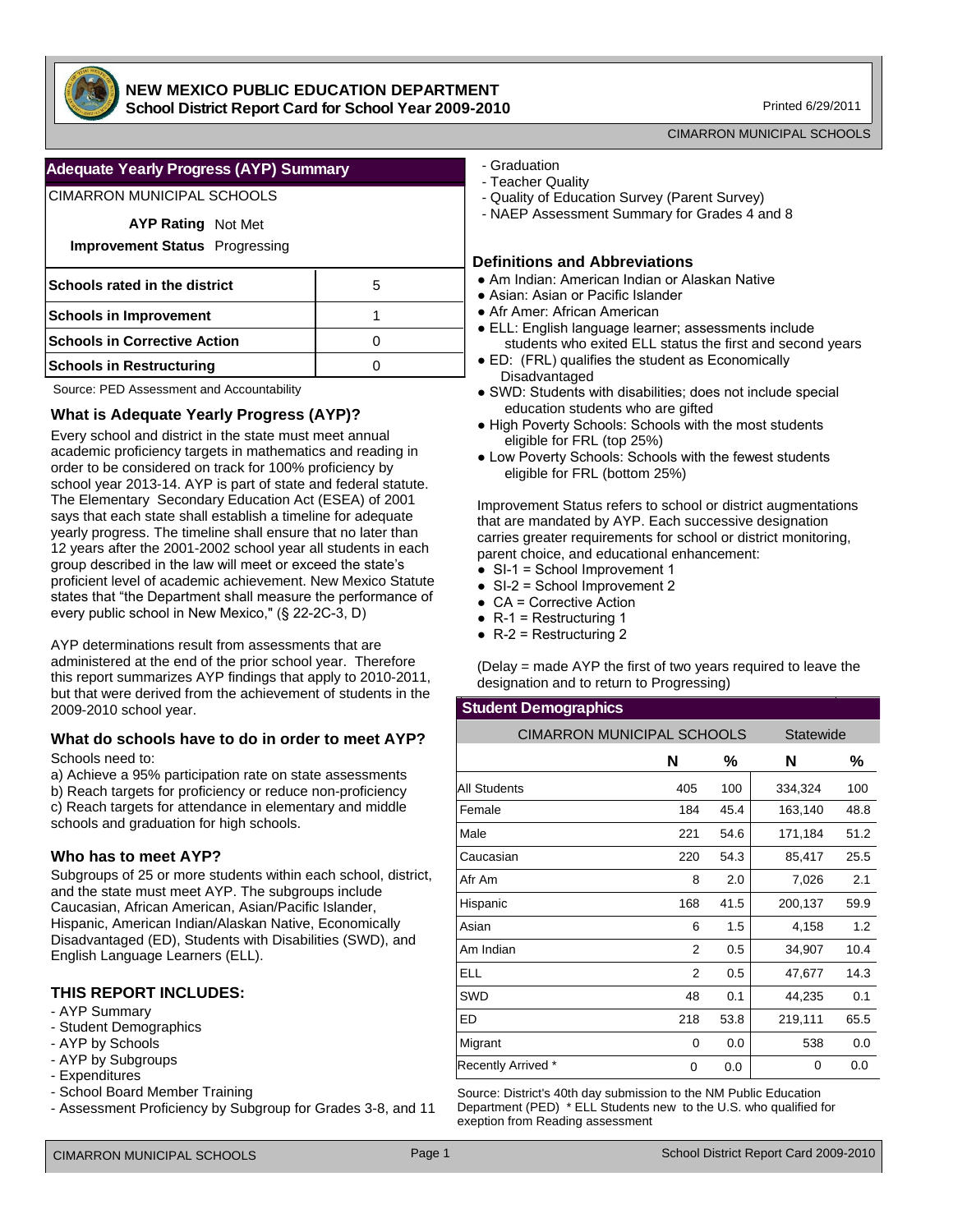# NEW MEXICO PUBLIC EDUCATION DEPARTMENT

**School District Report Card for School Year 2009-2010**

Printed 6/29/2011

CIMARRON MUNICIPAL SCHOOLS

## Adequate Yearly Progress (AYP) Summary

CIMARRON MUNICIPAL SCHOOLS

**AYP Rating** Not Met

**Improvement Status** Progressing

| | |
|---|---|
| **Schools rated in the district** | 5 |
| **Schools in Improvement** | 1 |
| **Schools in Corrective Action** | 0 |
| **Schools in Restructuring** | 0 |

Source: PED Assessment and Accountability

### What is Adequate Yearly Progress (AYP)?

Every school and district in the state must meet annual academic proficiency targets in mathematics and reading in order to be considered on track for 100% proficiency by school year 2013-14. AYP is part of state and federal statute. The Elementary Secondary Education Act (ESEA) of 2001 says that each state shall establish a timeline for adequate yearly progress. The timeline shall ensure that no later than 12 years after the 2001-2002 school year all students in each group described in the law will meet or exceed the state's proficient level of academic achievement. New Mexico Statute states that "the Department shall measure the performance of every public school in New Mexico," (§ 22-2C-3, D)

AYP determinations result from assessments that are administered at the end of the prior school year. Therefore this report summarizes AYP findings that apply to 2010-2011, but that were derived from the achievement of students in the 2009-2010 school year.

### What do schools have to do in order to meet AYP?

Schools need to:

a) Achieve a 95% participation rate on state assessments
b) Reach targets for proficiency or reduce non-proficiency
c) Reach targets for attendance in elementary and middle schools and graduation for high schools.

### Who has to meet AYP?

Subgroups of 25 or more students within each school, district, and the state must meet AYP. The subgroups include Caucasian, African American, Asian/Pacific Islander, Hispanic, American Indian/Alaskan Native, Economically Disadvantaged (ED), Students with Disabilities (SWD), and English Language Learners (ELL).

### THIS REPORT INCLUDES:

- AYP Summary
- Student Demographics
- AYP by Schools
- AYP by Subgroups
- Expenditures
- School Board Member Training
- Assessment Proficiency by Subgroup for Grades 3-8, and 11
- Graduation
- Teacher Quality
- Quality of Education Survey (Parent Survey)
- NAEP Assessment Summary for Grades 4 and 8

### Definitions and Abbreviations

- Am Indian: American Indian or Alaskan Native
- Asian: Asian or Pacific Islander
- Afr Amer: African American
- ELL: English language learner; assessments include students who exited ELL status the first and second years
- ED: (FRL) qualifies the student as Economically Disadvantaged
- SWD: Students with disabilities; does not include special education students who are gifted
- High Poverty Schools: Schools with the most students eligible for FRL (top 25%)
- Low Poverty Schools: Schools with the fewest students eligible for FRL (bottom 25%)

Improvement Status refers to school or district augmentations that are mandated by AYP. Each successive designation carries greater requirements for school or district monitoring, parent choice, and educational enhancement:

- SI-1 = School Improvement 1
- SI-2 = School Improvement 2
- CA = Corrective Action
- R-1 = Restructuring 1
- R-2 = Restructuring 2

(Delay = made AYP the first of two years required to leave the designation and to return to Progressing)

## Student Demographics

| | CIMARRON MUNICIPAL SCHOOLS | | Statewide | |
|---|---|---|---|---|
| | **N** | **%** | **N** | **%** |
| All Students | 405 | 100 | 334,324 | 100 |
| Female | 184 | 45.4 | 163,140 | 48.8 |
| Male | 221 | 54.6 | 171,184 | 51.2 |
| Caucasian | 220 | 54.3 | 85,417 | 25.5 |
| Afr Am | 8 | 2.0 | 7,026 | 2.1 |
| Hispanic | 168 | 41.5 | 200,137 | 59.9 |
| Asian | 6 | 1.5 | 4,158 | 1.2 |
| Am Indian | 2 | 0.5 | 34,907 | 10.4 |
| ELL | 2 | 0.5 | 47,677 | 14.3 |
| SWD | 48 | 0.1 | 44,235 | 0.1 |
| ED | 218 | 53.8 | 219,111 | 65.5 |
| Migrant | 0 | 0.0 | 538 | 0.0 |
| Recently Arrived * | 0 | 0.0 | 0 | 0.0 |

Source: District's 40th day submission to the NM Public Education Department (PED) * ELL Students new to the U.S. who qualified for exeption from Reading assessment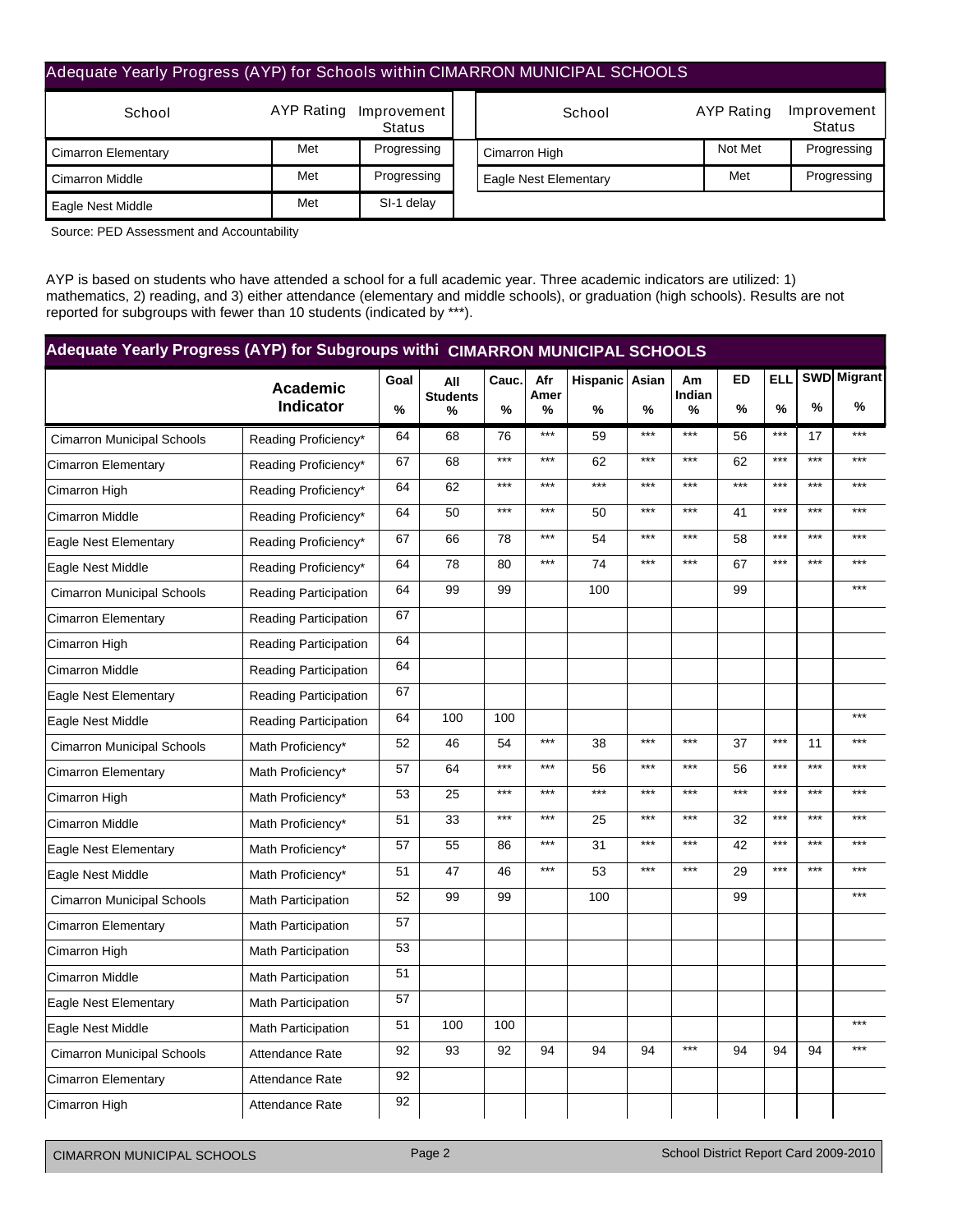## Adequate Yearly Progress (AYP) for Schools within CIMARRON MUNICIPAL SCHOOLS

| School | AYP Rating | Improvement Status |
|---|---|---|
| Cimarron Elementary | Met | Progressing |
| Cimarron Middle | Met | Progressing |
| Eagle Nest Middle | Met | SI-1 delay |
| Cimarron High | Not Met | Progressing |
| Eagle Nest Elementary | Met | Progressing |

Source: PED Assessment and Accountability

AYP is based on students who have attended a school for a full academic year. Three academic indicators are utilized: 1) mathematics, 2) reading, and 3) either attendance (elementary and middle schools), or graduation (high schools). Results are not reported for subgroups with fewer than 10 students (indicated by ***).

## Adequate Yearly Progress (AYP) for Subgroups withi CIMARRON MUNICIPAL SCHOOLS

| | Academic Indicator | Goal % | All Students % | Cauc. % | Afr Amer % | Hispanic % | Asian % | Am Indian % | ED % | ELL % | SWD % | Migrant % |
|---|---|---|---|---|---|---|---|---|---|---|---|---|
| Cimarron Municipal Schools | Reading Proficiency* | 64 | 68 | 76 | *** | 59 | *** | *** | 56 | *** | 17 | *** |
| Cimarron Elementary | Reading Proficiency* | 67 | 68 | *** | *** | 62 | *** | *** | 62 | *** | *** | *** |
| Cimarron High | Reading Proficiency* | 64 | 62 | *** | *** | *** | *** | *** | *** | *** | *** | *** |
| Cimarron Middle | Reading Proficiency* | 64 | 50 | *** | *** | 50 | *** | *** | 41 | *** | *** | *** |
| Eagle Nest Elementary | Reading Proficiency* | 67 | 66 | 78 | *** | 54 | *** | *** | 58 | *** | *** | *** |
| Eagle Nest Middle | Reading Proficiency* | 64 | 78 | 80 | *** | 74 | *** | *** | 67 | *** | *** | *** |
| Cimarron Municipal Schools | Reading Participation | 64 | 99 | 99 | | 100 | | | 99 | | | *** |
| Cimarron Elementary | Reading Participation | 67 | | | | | | | | | | |
| Cimarron High | Reading Participation | 64 | | | | | | | | | | |
| Cimarron Middle | Reading Participation | 64 | | | | | | | | | | |
| Eagle Nest Elementary | Reading Participation | 67 | | | | | | | | | | |
| Eagle Nest Middle | Reading Participation | 64 | 100 | 100 | | | | | | | | *** |
| Cimarron Municipal Schools | Math Proficiency* | 52 | 46 | 54 | *** | 38 | *** | *** | 37 | *** | 11 | *** |
| Cimarron Elementary | Math Proficiency* | 57 | 64 | *** | *** | 56 | *** | *** | 56 | *** | *** | *** |
| Cimarron High | Math Proficiency* | 53 | 25 | *** | *** | *** | *** | *** | *** | *** | *** | *** |
| Cimarron Middle | Math Proficiency* | 51 | 33 | *** | *** | 25 | *** | *** | 32 | *** | *** | *** |
| Eagle Nest Elementary | Math Proficiency* | 57 | 55 | 86 | *** | 31 | *** | *** | 42 | *** | *** | *** |
| Eagle Nest Middle | Math Proficiency* | 51 | 47 | 46 | *** | 53 | *** | *** | 29 | *** | *** | *** |
| Cimarron Municipal Schools | Math Participation | 52 | 99 | 99 | | 100 | | | 99 | | | *** |
| Cimarron Elementary | Math Participation | 57 | | | | | | | | | | |
| Cimarron High | Math Participation | 53 | | | | | | | | | | |
| Cimarron Middle | Math Participation | 51 | | | | | | | | | | |
| Eagle Nest Elementary | Math Participation | 57 | | | | | | | | | | |
| Eagle Nest Middle | Math Participation | 51 | 100 | 100 | | | | | | | | *** |
| Cimarron Municipal Schools | Attendance Rate | 92 | 93 | 92 | 94 | 94 | 94 | *** | 94 | 94 | 94 | *** |
| Cimarron Elementary | Attendance Rate | 92 | | | | | | | | | | |
| Cimarron High | Attendance Rate | 92 | | | | | | | | | | |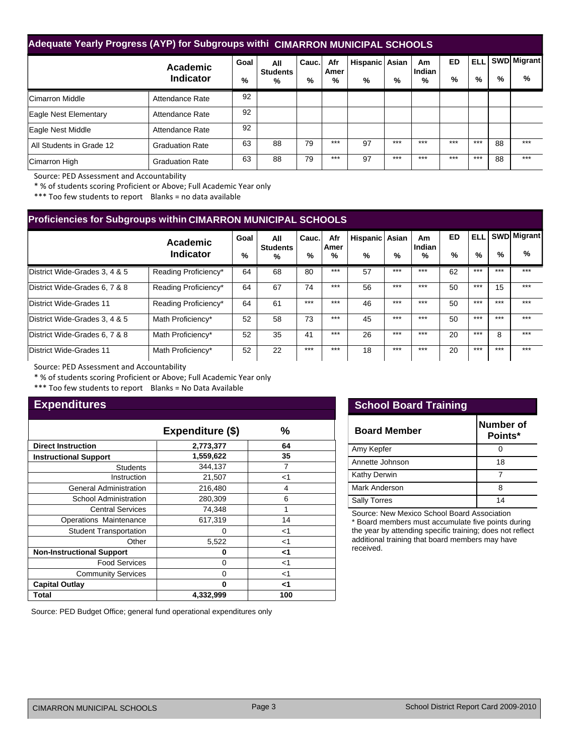## Adequate Yearly Progress (AYP) for Subgroups withi CIMARRON MUNICIPAL SCHOOLS

| | Academic Indicator | Goal % | All Students % | Cauc. % | Afr Amer % | Hispanic % | Asian % | Am Indian % | ED % | ELL % | SWD % | Migrant % |
|---|---|---|---|---|---|---|---|---|---|---|---|---|
| Cimarron Middle | Attendance Rate | 92 | | | | | | | | | | |
| Eagle Nest Elementary | Attendance Rate | 92 | | | | | | | | | | |
| Eagle Nest Middle | Attendance Rate | 92 | | | | | | | | | | |
| All Students in Grade 12 | Graduation Rate | 63 | 88 | 79 | *** | 97 | *** | *** | *** | *** | 88 | *** |
| Cimarron High | Graduation Rate | 63 | 88 | 79 | *** | 97 | *** | *** | *** | *** | 88 | *** |

Source: PED Assessment and Accountability

* % of students scoring Proficient or Above; Full Academic Year only

*** Too few students to report Blanks = no data available

## Proficiencies for Subgroups within CIMARRON MUNICIPAL SCHOOLS

| | Academic Indicator | Goal % | All Students % | Cauc. % | Afr Amer % | Hispanic % | Asian % | Am Indian % | ED % | ELL % | SWD % | Migrant % |
|---|---|---|---|---|---|---|---|---|---|---|---|---|
| District Wide-Grades 3, 4 & 5 | Reading Proficiency* | 64 | 68 | 80 | *** | 57 | *** | *** | 62 | *** | *** | *** |
| District Wide-Grades 6, 7 & 8 | Reading Proficiency* | 64 | 67 | 74 | *** | 56 | *** | *** | 50 | *** | 15 | *** |
| District Wide-Grades 11 | Reading Proficiency* | 64 | 61 | *** | *** | 46 | *** | *** | 50 | *** | *** | *** |
| District Wide-Grades 3, 4 & 5 | Math Proficiency* | 52 | 58 | 73 | *** | 45 | *** | *** | 50 | *** | *** | *** |
| District Wide-Grades 6, 7 & 8 | Math Proficiency* | 52 | 35 | 41 | *** | 26 | *** | *** | 20 | *** | 8 | *** |
| District Wide-Grades 11 | Math Proficiency* | 52 | 22 | *** | *** | 18 | *** | *** | 20 | *** | *** | *** |

Source: PED Assessment and Accountability

* % of students scoring Proficient or Above; Full Academic Year only

*** Too few students to report Blanks = No Data Available

## Expenditures

| | Expenditure ($) | % |
|---|---|---|
| **Direct Instruction** | **2,773,377** | **64** |
| **Instructional Support** | **1,559,622** | **35** |
| Students | 344,137 | 7 |
| Instruction | 21,507 | <1 |
| General Administration | 216,480 | 4 |
| School Administration | 280,309 | 6 |
| Central Services | 74,348 | 1 |
| Operations Maintenance | 617,319 | 14 |
| Student Transportation | 0 | <1 |
| Other | 5,522 | <1 |
| **Non-Instructional Support** | **0** | **<1** |
| Food Services | 0 | <1 |
| Community Services | 0 | <1 |
| **Capital Outlay** | **0** | **<1** |
| **Total** | **4,332,999** | **100** |

Source: PED Budget Office; general fund operational expenditures only

## School Board Training

| Board Member | Number of Points* |
|---|---|
| Amy Kepfer | 0 |
| Annette Johnson | 18 |
| Kathy Derwin | 7 |
| Mark Anderson | 8 |
| Sally Torres | 14 |

Source: New Mexico School Board Association

* Board members must accumulate five points during the year by attending specific training; does not reflect additional training that board members may have received.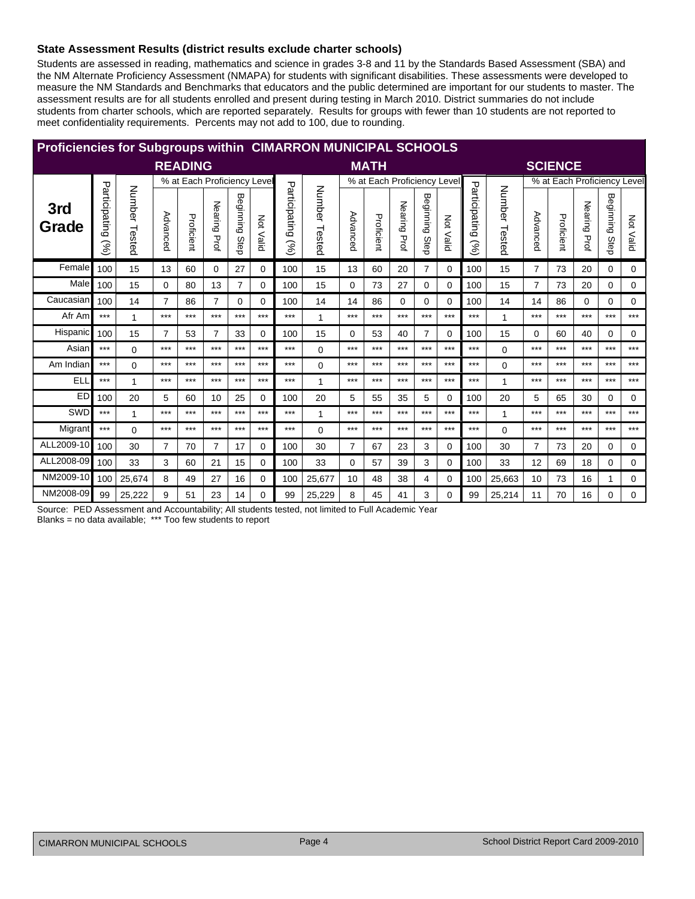## State Assessment Results (district results exclude charter schools)

Students are assessed in reading, mathematics and science in grades 3-8 and 11 by the Standards Based Assessment (SBA) and the NM Alternate Proficiency Assessment (NMAPA) for students with significant disabilities. These assessments were developed to measure the NM Standards and Benchmarks that educators and the public determined are important for our students to master. The assessment results are for all students enrolled and present during testing in March 2010. District summaries do not include students from charter schools, which are reported separately. Results for groups with fewer than 10 students are not reported to meet confidentiality requirements. Percents may not add to 100, due to rounding.

### Proficiencies for Subgroups within CIMARRON MUNICIPAL SCHOOLS

| 3rd Grade | READING | | | | | | | MATH | | | | | | | SCIENCE | | | | | | |
|---|---|---|---|---|---|---|---|---|---|---|---|---|---|---|---|---|---|---|---|---|---|
| | | | % at Each Proficiency Level | | | | | | | % at Each Proficiency Level | | | | | | | % at Each Proficiency Level | | | | |
| | Participating (%) | Number Tested | Advanced | Proficient | Nearing Prof | Beginning Step | Not Valid | Participating (%) | Number Tested | Advanced | Proficient | Nearing Prof | Beginning Step | Not Valid | Participating (%) | Number Tested | Advanced | Proficient | Nearing Prof | Beginning Step | Not Valid |
| Female | 100 | 15 | 13 | 60 | 0 | 27 | 0 | 100 | 15 | 13 | 60 | 20 | 7 | 0 | 100 | 15 | 7 | 73 | 20 | 0 | 0 |
| Male | 100 | 15 | 0 | 80 | 13 | 7 | 0 | 100 | 15 | 0 | 73 | 27 | 0 | 0 | 100 | 15 | 7 | 73 | 20 | 0 | 0 |
| Caucasian | 100 | 14 | 7 | 86 | 7 | 0 | 0 | 100 | 14 | 14 | 86 | 0 | 0 | 0 | 100 | 14 | 14 | 86 | 0 | 0 | 0 |
| Afr Am | *** | 1 | *** | *** | *** | *** | *** | *** | 1 | *** | *** | *** | *** | *** | *** | 1 | *** | *** | *** | *** | *** |
| Hispanic | 100 | 15 | 7 | 53 | 7 | 33 | 0 | 100 | 15 | 0 | 53 | 40 | 7 | 0 | 100 | 15 | 0 | 60 | 40 | 0 | 0 |
| Asian | *** | 0 | *** | *** | *** | *** | *** | *** | 0 | *** | *** | *** | *** | *** | *** | 0 | *** | *** | *** | *** | *** |
| Am Indian | *** | 0 | *** | *** | *** | *** | *** | *** | 0 | *** | *** | *** | *** | *** | *** | 0 | *** | *** | *** | *** | *** |
| ELL | *** | 1 | *** | *** | *** | *** | *** | *** | 1 | *** | *** | *** | *** | *** | *** | 1 | *** | *** | *** | *** | *** |
| ED | 100 | 20 | 5 | 60 | 10 | 25 | 0 | 100 | 20 | 5 | 55 | 35 | 5 | 0 | 100 | 20 | 5 | 65 | 30 | 0 | 0 |
| SWD | *** | 1 | *** | *** | *** | *** | *** | *** | 1 | *** | *** | *** | *** | *** | *** | 1 | *** | *** | *** | *** | *** |
| Migrant | *** | 0 | *** | *** | *** | *** | *** | *** | 0 | *** | *** | *** | *** | *** | *** | 0 | *** | *** | *** | *** | *** |
| ALL2009-10 | 100 | 30 | 7 | 70 | 7 | 17 | 0 | 100 | 30 | 7 | 67 | 23 | 3 | 0 | 100 | 30 | 7 | 73 | 20 | 0 | 0 |
| ALL2008-09 | 100 | 33 | 3 | 60 | 21 | 15 | 0 | 100 | 33 | 0 | 57 | 39 | 3 | 0 | 100 | 33 | 12 | 69 | 18 | 0 | 0 |
| NM2009-10 | 100 | 25,674 | 8 | 49 | 27 | 16 | 0 | 100 | 25,677 | 10 | 48 | 38 | 4 | 0 | 100 | 25,663 | 10 | 73 | 16 | 1 | 0 |
| NM2008-09 | 99 | 25,222 | 9 | 51 | 23 | 14 | 0 | 99 | 25,229 | 8 | 45 | 41 | 3 | 0 | 99 | 25,214 | 11 | 70 | 16 | 0 | 0 |

Source: PED Assessment and Accountability; All students tested, not limited to Full Academic Year

Blanks = no data available; *** Too few students to report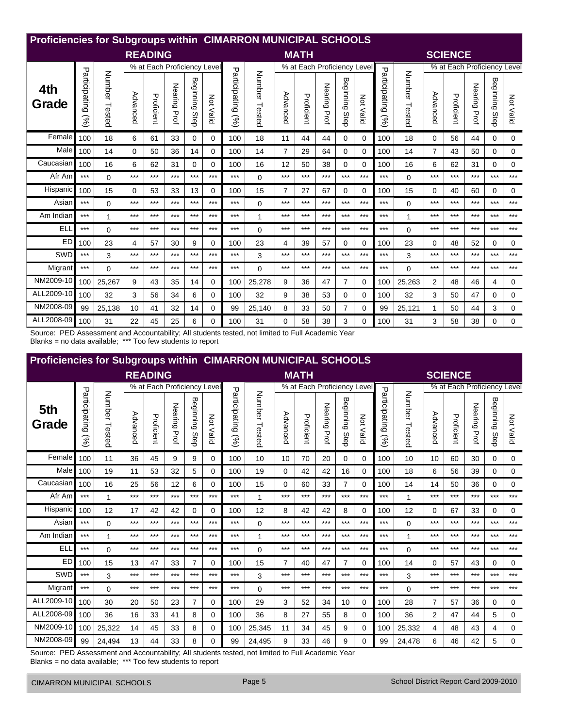## Proficiencies for Subgroups within CIMARRON MUNICIPAL SCHOOLS

| 4th Grade | READING | | | | | | | MATH | | | | | | | SCIENCE | | | | | | |
|---|---|---|---|---|---|---|---|---|---|---|---|---|---|---|---|---|---|---|---|---|---|
| | | | % at Each Proficiency Level | | | | | | | % at Each Proficiency Level | | | | | | | % at Each Proficiency Level | | | | |
| | Participating (%) | Number Tested | Advanced | Proficient | Nearing Prof | Beginning Step | Not Valid | Participating (%) | Number Tested | Advanced | Proficient | Nearing Prof | Beginning Step | Not Valid | Participating (%) | Number Tested | Advanced | Proficient | Nearing Prof | Beginning Step | Not Valid |
| Female | 100 | 18 | 6 | 61 | 33 | 0 | 0 | 100 | 18 | 11 | 44 | 44 | 0 | 0 | 100 | 18 | 0 | 56 | 44 | 0 | 0 |
| Male | 100 | 14 | 0 | 50 | 36 | 14 | 0 | 100 | 14 | 7 | 29 | 64 | 0 | 0 | 100 | 14 | 7 | 43 | 50 | 0 | 0 |
| Caucasian | 100 | 16 | 6 | 62 | 31 | 0 | 0 | 100 | 16 | 12 | 50 | 38 | 0 | 0 | 100 | 16 | 6 | 62 | 31 | 0 | 0 |
| Afr Am | *** | 0 | *** | *** | *** | *** | *** | *** | 0 | *** | *** | *** | *** | *** | *** | 0 | *** | *** | *** | *** | *** |
| Hispanic | 100 | 15 | 0 | 53 | 33 | 13 | 0 | 100 | 15 | 7 | 27 | 67 | 0 | 0 | 100 | 15 | 0 | 40 | 60 | 0 | 0 |
| Asian | *** | 0 | *** | *** | *** | *** | *** | *** | 0 | *** | *** | *** | *** | *** | *** | 0 | *** | *** | *** | *** | *** |
| Am Indian | *** | 1 | *** | *** | *** | *** | *** | *** | 1 | *** | *** | *** | *** | *** | *** | 1 | *** | *** | *** | *** | *** |
| ELL | *** | 0 | *** | *** | *** | *** | *** | *** | 0 | *** | *** | *** | *** | *** | *** | 0 | *** | *** | *** | *** | *** |
| ED | 100 | 23 | 4 | 57 | 30 | 9 | 0 | 100 | 23 | 4 | 39 | 57 | 0 | 0 | 100 | 23 | 0 | 48 | 52 | 0 | 0 |
| SWD | *** | 3 | *** | *** | *** | *** | *** | *** | 3 | *** | *** | *** | *** | *** | *** | 3 | *** | *** | *** | *** | *** |
| Migrant | *** | 0 | *** | *** | *** | *** | *** | *** | 0 | *** | *** | *** | *** | *** | *** | 0 | *** | *** | *** | *** | *** |
| NM2009-10 | 100 | 25,267 | 9 | 43 | 35 | 14 | 0 | 100 | 25,278 | 9 | 36 | 47 | 7 | 0 | 100 | 25,263 | 2 | 48 | 46 | 4 | 0 |
| ALL2009-10 | 100 | 32 | 3 | 56 | 34 | 6 | 0 | 100 | 32 | 9 | 38 | 53 | 0 | 0 | 100 | 32 | 3 | 50 | 47 | 0 | 0 |
| NM2008-09 | 99 | 25,138 | 10 | 41 | 32 | 14 | 0 | 99 | 25,140 | 8 | 33 | 50 | 7 | 0 | 99 | 25,121 | 1 | 50 | 44 | 3 | 0 |
| ALL2008-09 | 100 | 31 | 22 | 45 | 25 | 6 | 0 | 100 | 31 | 0 | 58 | 38 | 3 | 0 | 100 | 31 | 3 | 58 | 38 | 0 | 0 |

Source: PED Assessment and Accountability; All students tested, not limited to Full Academic Year
Blanks = no data available; *** Too few students to report

## Proficiencies for Subgroups within CIMARRON MUNICIPAL SCHOOLS

| 5th Grade | READING | | | | | | | MATH | | | | | | | SCIENCE | | | | | | |
|---|---|---|---|---|---|---|---|---|---|---|---|---|---|---|---|---|---|---|---|---|---|
| | | | % at Each Proficiency Level | | | | | | | % at Each Proficiency Level | | | | | | | % at Each Proficiency Level | | | | |
| | Participating (%) | Number Tested | Advanced | Proficient | Nearing Prof | Beginning Step | Not Valid | Participating (%) | Number Tested | Advanced | Proficient | Nearing Prof | Beginning Step | Not Valid | Participating (%) | Number Tested | Advanced | Proficient | Nearing Prof | Beginning Step | Not Valid |
| Female | 100 | 11 | 36 | 45 | 9 | 9 | 0 | 100 | 10 | 10 | 70 | 20 | 0 | 0 | 100 | 10 | 10 | 60 | 30 | 0 | 0 |
| Male | 100 | 19 | 11 | 53 | 32 | 5 | 0 | 100 | 19 | 0 | 42 | 42 | 16 | 0 | 100 | 18 | 6 | 56 | 39 | 0 | 0 |
| Caucasian | 100 | 16 | 25 | 56 | 12 | 6 | 0 | 100 | 15 | 0 | 60 | 33 | 7 | 0 | 100 | 14 | 14 | 50 | 36 | 0 | 0 |
| Afr Am | *** | 1 | *** | *** | *** | *** | *** | *** | 1 | *** | *** | *** | *** | *** | *** | 1 | *** | *** | *** | *** | *** |
| Hispanic | 100 | 12 | 17 | 42 | 42 | 0 | 0 | 100 | 12 | 8 | 42 | 42 | 8 | 0 | 100 | 12 | 0 | 67 | 33 | 0 | 0 |
| Asian | *** | 0 | *** | *** | *** | *** | *** | *** | 0 | *** | *** | *** | *** | *** | *** | 0 | *** | *** | *** | *** | *** |
| Am Indian | *** | 1 | *** | *** | *** | *** | *** | *** | 1 | *** | *** | *** | *** | *** | *** | 1 | *** | *** | *** | *** | *** |
| ELL | *** | 0 | *** | *** | *** | *** | *** | *** | 0 | *** | *** | *** | *** | *** | *** | 0 | *** | *** | *** | *** | *** |
| ED | 100 | 15 | 13 | 47 | 33 | 7 | 0 | 100 | 15 | 7 | 40 | 47 | 7 | 0 | 100 | 14 | 0 | 57 | 43 | 0 | 0 |
| SWD | *** | 3 | *** | *** | *** | *** | *** | *** | 3 | *** | *** | *** | *** | *** | *** | 3 | *** | *** | *** | *** | *** |
| Migrant | *** | 0 | *** | *** | *** | *** | *** | *** | 0 | *** | *** | *** | *** | *** | *** | 0 | *** | *** | *** | *** | *** |
| ALL2009-10 | 100 | 30 | 20 | 50 | 23 | 7 | 0 | 100 | 29 | 3 | 52 | 34 | 10 | 0 | 100 | 28 | 7 | 57 | 36 | 0 | 0 |
| ALL2008-09 | 100 | 36 | 16 | 33 | 41 | 8 | 0 | 100 | 36 | 8 | 27 | 55 | 8 | 0 | 100 | 36 | 2 | 47 | 44 | 5 | 0 |
| NM2009-10 | 100 | 25,322 | 14 | 45 | 33 | 8 | 0 | 100 | 25,345 | 11 | 34 | 45 | 9 | 0 | 100 | 25,332 | 4 | 48 | 43 | 4 | 0 |
| NM2008-09 | 99 | 24,494 | 13 | 44 | 33 | 8 | 0 | 99 | 24,495 | 9 | 33 | 46 | 9 | 0 | 99 | 24,478 | 6 | 46 | 42 | 5 | 0 |

Source: PED Assessment and Accountability; All students tested, not limited to Full Academic Year
Blanks = no data available; *** Too few students to report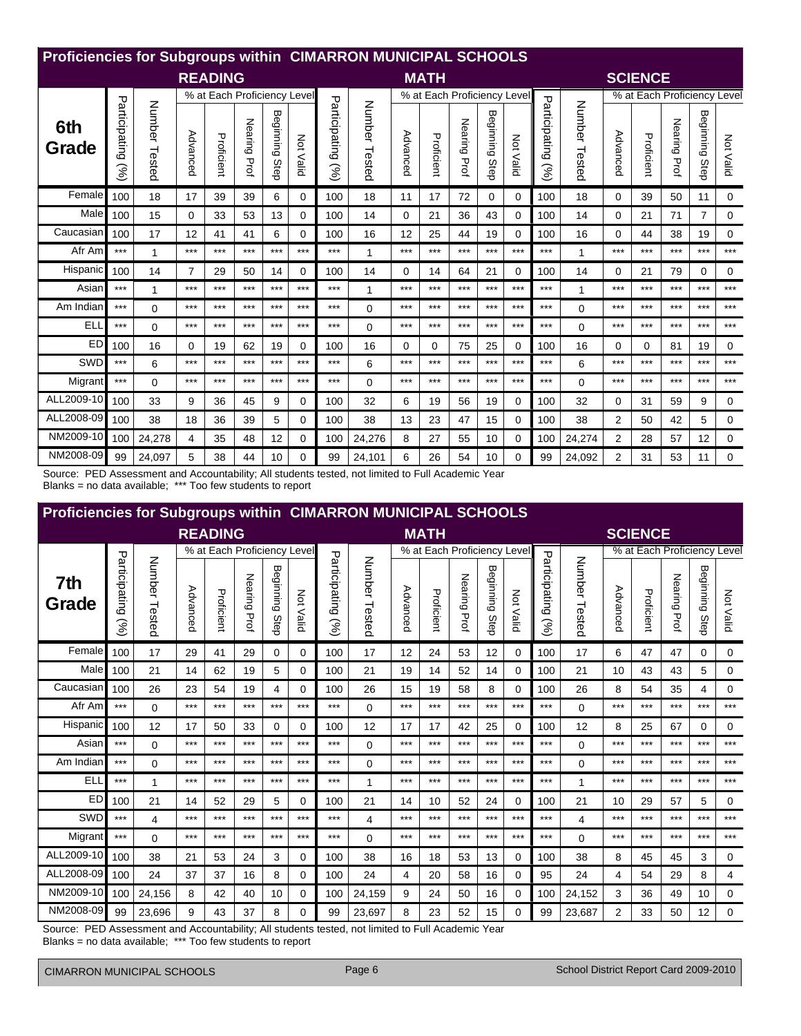## Proficiencies for Subgroups within CIMARRON MUNICIPAL SCHOOLS

| 6th Grade | READING | | | | | | | MATH | | | | | | | SCIENCE | | | | | | |
|---|---|---|---|---|---|---|---|---|---|---|---|---|---|---|---|---|---|---|---|---|---|
| | | | % at Each Proficiency Level | | | | | | | % at Each Proficiency Level | | | | | | | % at Each Proficiency Level | | | | |
| | Participating (%) | Number Tested | Advanced | Proficient | Nearing Prof | Beginning Step | Not Valid | Participating (%) | Number Tested | Advanced | Proficient | Nearing Prof | Beginning Step | Not Valid | Participating (%) | Number Tested | Advanced | Proficient | Nearing Prof | Beginning Step | Not Valid |
| Female | 100 | 18 | 17 | 39 | 39 | 6 | 0 | 100 | 18 | 11 | 17 | 72 | 0 | 0 | 100 | 18 | 0 | 39 | 50 | 11 | 0 |
| Male | 100 | 15 | 0 | 33 | 53 | 13 | 0 | 100 | 14 | 0 | 21 | 36 | 43 | 0 | 100 | 14 | 0 | 21 | 71 | 7 | 0 |
| Caucasian | 100 | 17 | 12 | 41 | 41 | 6 | 0 | 100 | 16 | 12 | 25 | 44 | 19 | 0 | 100 | 16 | 0 | 44 | 38 | 19 | 0 |
| Afr Am | *** | 1 | *** | *** | *** | *** | *** | *** | 1 | *** | *** | *** | *** | *** | *** | 1 | *** | *** | *** | *** | *** |
| Hispanic | 100 | 14 | 7 | 29 | 50 | 14 | 0 | 100 | 14 | 0 | 14 | 64 | 21 | 0 | 100 | 14 | 0 | 21 | 79 | 0 | 0 |
| Asian | *** | 1 | *** | *** | *** | *** | *** | *** | 1 | *** | *** | *** | *** | *** | *** | 1 | *** | *** | *** | *** | *** |
| Am Indian | *** | 0 | *** | *** | *** | *** | *** | *** | 0 | *** | *** | *** | *** | *** | *** | 0 | *** | *** | *** | *** | *** |
| ELL | *** | 0 | *** | *** | *** | *** | *** | *** | 0 | *** | *** | *** | *** | *** | *** | 0 | *** | *** | *** | *** | *** |
| ED | 100 | 16 | 0 | 19 | 62 | 19 | 0 | 100 | 16 | 0 | 0 | 75 | 25 | 0 | 100 | 16 | 0 | 0 | 81 | 19 | 0 |
| SWD | *** | 6 | *** | *** | *** | *** | *** | *** | 6 | *** | *** | *** | *** | *** | *** | 6 | *** | *** | *** | *** | *** |
| Migrant | *** | 0 | *** | *** | *** | *** | *** | *** | 0 | *** | *** | *** | *** | *** | *** | 0 | *** | *** | *** | *** | *** |
| ALL2009-10 | 100 | 33 | 9 | 36 | 45 | 9 | 0 | 100 | 32 | 6 | 19 | 56 | 19 | 0 | 100 | 32 | 0 | 31 | 59 | 9 | 0 |
| ALL2008-09 | 100 | 38 | 18 | 36 | 39 | 5 | 0 | 100 | 38 | 13 | 23 | 47 | 15 | 0 | 100 | 38 | 2 | 50 | 42 | 5 | 0 |
| NM2009-10 | 100 | 24,278 | 4 | 35 | 48 | 12 | 0 | 100 | 24,276 | 8 | 27 | 55 | 10 | 0 | 100 | 24,274 | 2 | 28 | 57 | 12 | 0 |
| NM2008-09 | 99 | 24,097 | 5 | 38 | 44 | 10 | 0 | 99 | 24,101 | 6 | 26 | 54 | 10 | 0 | 99 | 24,092 | 2 | 31 | 53 | 11 | 0 |

Source: PED Assessment and Accountability; All students tested, not limited to Full Academic Year
Blanks = no data available; *** Too few students to report

## Proficiencies for Subgroups within CIMARRON MUNICIPAL SCHOOLS

| 7th Grade | READING | | | | | | | MATH | | | | | | | SCIENCE | | | | | | |
|---|---|---|---|---|---|---|---|---|---|---|---|---|---|---|---|---|---|---|---|---|---|
| | | | % at Each Proficiency Level | | | | | | | % at Each Proficiency Level | | | | | | | % at Each Proficiency Level | | | | |
| | Participating (%) | Number Tested | Advanced | Proficient | Nearing Prof | Beginning Step | Not Valid | Participating (%) | Number Tested | Advanced | Proficient | Nearing Prof | Beginning Step | Not Valid | Participating (%) | Number Tested | Advanced | Proficient | Nearing Prof | Beginning Step | Not Valid |
| Female | 100 | 17 | 29 | 41 | 29 | 0 | 0 | 100 | 17 | 12 | 24 | 53 | 12 | 0 | 100 | 17 | 6 | 47 | 47 | 0 | 0 |
| Male | 100 | 21 | 14 | 62 | 19 | 5 | 0 | 100 | 21 | 19 | 14 | 52 | 14 | 0 | 100 | 21 | 10 | 43 | 43 | 5 | 0 |
| Caucasian | 100 | 26 | 23 | 54 | 19 | 4 | 0 | 100 | 26 | 15 | 19 | 58 | 8 | 0 | 100 | 26 | 8 | 54 | 35 | 4 | 0 |
| Afr Am | *** | 0 | *** | *** | *** | *** | *** | *** | 0 | *** | *** | *** | *** | *** | *** | 0 | *** | *** | *** | *** | *** |
| Hispanic | 100 | 12 | 17 | 50 | 33 | 0 | 0 | 100 | 12 | 17 | 17 | 42 | 25 | 0 | 100 | 12 | 8 | 25 | 67 | 0 | 0 |
| Asian | *** | 0 | *** | *** | *** | *** | *** | *** | 0 | *** | *** | *** | *** | *** | *** | 0 | *** | *** | *** | *** | *** |
| Am Indian | *** | 0 | *** | *** | *** | *** | *** | *** | 0 | *** | *** | *** | *** | *** | *** | 0 | *** | *** | *** | *** | *** |
| ELL | *** | 1 | *** | *** | *** | *** | *** | *** | 1 | *** | *** | *** | *** | *** | *** | 1 | *** | *** | *** | *** | *** |
| ED | 100 | 21 | 14 | 52 | 29 | 5 | 0 | 100 | 21 | 14 | 10 | 52 | 24 | 0 | 100 | 21 | 10 | 29 | 57 | 5 | 0 |
| SWD | *** | 4 | *** | *** | *** | *** | *** | *** | 4 | *** | *** | *** | *** | *** | *** | 4 | *** | *** | *** | *** | *** |
| Migrant | *** | 0 | *** | *** | *** | *** | *** | *** | 0 | *** | *** | *** | *** | *** | *** | 0 | *** | *** | *** | *** | *** |
| ALL2009-10 | 100 | 38 | 21 | 53 | 24 | 3 | 0 | 100 | 38 | 16 | 18 | 53 | 13 | 0 | 100 | 38 | 8 | 45 | 45 | 3 | 0 |
| ALL2008-09 | 100 | 24 | 37 | 37 | 16 | 8 | 0 | 100 | 24 | 4 | 20 | 58 | 16 | 0 | 95 | 24 | 4 | 54 | 29 | 8 | 4 |
| NM2009-10 | 100 | 24,156 | 8 | 42 | 40 | 10 | 0 | 100 | 24,159 | 9 | 24 | 50 | 16 | 0 | 100 | 24,152 | 3 | 36 | 49 | 10 | 0 |
| NM2008-09 | 99 | 23,696 | 9 | 43 | 37 | 8 | 0 | 99 | 23,697 | 8 | 23 | 52 | 15 | 0 | 99 | 23,687 | 2 | 33 | 50 | 12 | 0 |

Source: PED Assessment and Accountability; All students tested, not limited to Full Academic Year
Blanks = no data available; *** Too few students to report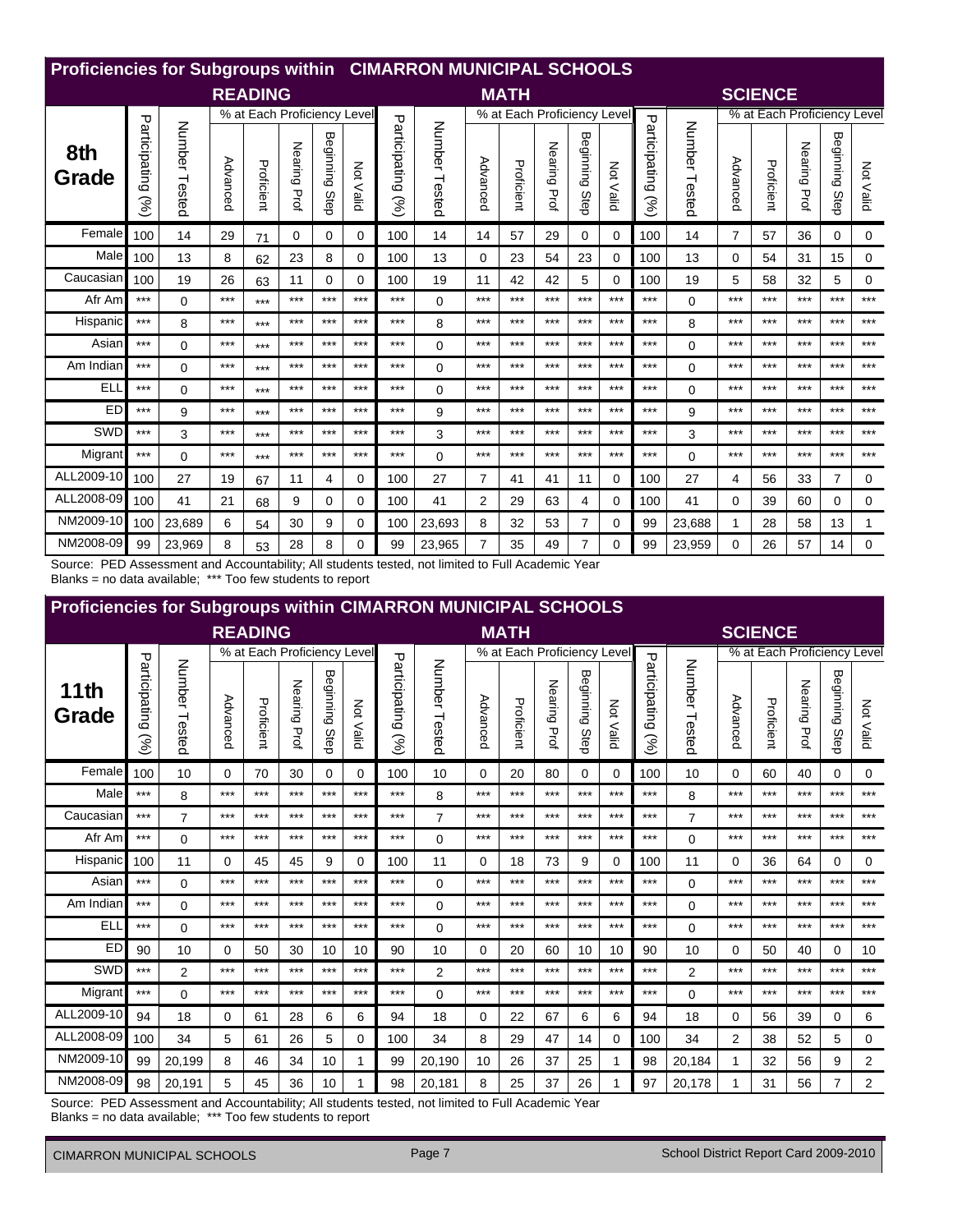## Proficiencies for Subgroups within CIMARRON MUNICIPAL SCHOOLS

| 8th Grade | READING | | | | | | | MATH | | | | | | | SCIENCE | | | | | | |
|---|---|---|---|---|---|---|---|---|---|---|---|---|---|---|---|---|---|---|---|---|---|
| | | | % at Each Proficiency Level | | | | | | | % at Each Proficiency Level | | | | | | | % at Each Proficiency Level | | | | |
| | Participating (%) | Number Tested | Advanced | Proficient | Nearing Prof | Beginning Step | Not Valid | Participating (%) | Number Tested | Advanced | Proficient | Nearing Prof | Beginning Step | Not Valid | Participating (%) | Number Tested | Advanced | Proficient | Nearing Prof | Beginning Step | Not Valid |
| Female | 100 | 14 | 29 | 71 | 0 | 0 | 0 | 100 | 14 | 14 | 57 | 29 | 0 | 0 | 100 | 14 | 7 | 57 | 36 | 0 | 0 |
| Male | 100 | 13 | 8 | 62 | 23 | 8 | 0 | 100 | 13 | 0 | 23 | 54 | 23 | 0 | 100 | 13 | 0 | 54 | 31 | 15 | 0 |
| Caucasian | 100 | 19 | 26 | 63 | 11 | 0 | 0 | 100 | 19 | 11 | 42 | 42 | 5 | 0 | 100 | 19 | 5 | 58 | 32 | 5 | 0 |
| Afr Am | *** | 0 | *** | *** | *** | *** | *** | *** | 0 | *** | *** | *** | *** | *** | *** | 0 | *** | *** | *** | *** | *** |
| Hispanic | *** | 8 | *** | *** | *** | *** | *** | *** | 8 | *** | *** | *** | *** | *** | *** | 8 | *** | *** | *** | *** | *** |
| Asian | *** | 0 | *** | *** | *** | *** | *** | *** | 0 | *** | *** | *** | *** | *** | *** | 0 | *** | *** | *** | *** | *** |
| Am Indian | *** | 0 | *** | *** | *** | *** | *** | *** | 0 | *** | *** | *** | *** | *** | *** | 0 | *** | *** | *** | *** | *** |
| ELL | *** | 0 | *** | *** | *** | *** | *** | *** | 0 | *** | *** | *** | *** | *** | *** | 0 | *** | *** | *** | *** | *** |
| ED | *** | 9 | *** | *** | *** | *** | *** | *** | 9 | *** | *** | *** | *** | *** | *** | 9 | *** | *** | *** | *** | *** |
| SWD | *** | 3 | *** | *** | *** | *** | *** | *** | 3 | *** | *** | *** | *** | *** | *** | 3 | *** | *** | *** | *** | *** |
| Migrant | *** | 0 | *** | *** | *** | *** | *** | *** | 0 | *** | *** | *** | *** | *** | *** | 0 | *** | *** | *** | *** | *** |
| ALL2009-10 | 100 | 27 | 19 | 67 | 11 | 4 | 0 | 100 | 27 | 7 | 41 | 41 | 11 | 0 | 100 | 27 | 4 | 56 | 33 | 7 | 0 |
| ALL2008-09 | 100 | 41 | 21 | 68 | 9 | 0 | 0 | 100 | 41 | 2 | 29 | 63 | 4 | 0 | 100 | 41 | 0 | 39 | 60 | 0 | 0 |
| NM2009-10 | 100 | 23,689 | 6 | 54 | 30 | 9 | 0 | 100 | 23,693 | 8 | 32 | 53 | 7 | 0 | 99 | 23,688 | 1 | 28 | 58 | 13 | 1 |
| NM2008-09 | 99 | 23,969 | 8 | 53 | 28 | 8 | 0 | 99 | 23,965 | 7 | 35 | 49 | 7 | 0 | 99 | 23,959 | 0 | 26 | 57 | 14 | 0 |

Source: PED Assessment and Accountability; All students tested, not limited to Full Academic Year
Blanks = no data available; *** Too few students to report

## Proficiencies for Subgroups within CIMARRON MUNICIPAL SCHOOLS

| 11th Grade | READING | | | | | | | MATH | | | | | | | SCIENCE | | | | | | |
|---|---|---|---|---|---|---|---|---|---|---|---|---|---|---|---|---|---|---|---|---|---|
| | | | % at Each Proficiency Level | | | | | | | % at Each Proficiency Level | | | | | | | % at Each Proficiency Level | | | | |
| | Participating (%) | Number Tested | Advanced | Proficient | Nearing Prof | Beginning Step | Not Valid | Participating (%) | Number Tested | Advanced | Proficient | Nearing Prof | Beginning Step | Not Valid | Participating (%) | Number Tested | Advanced | Proficient | Nearing Prof | Beginning Step | Not Valid |
| Female | 100 | 10 | 0 | 70 | 30 | 0 | 0 | 100 | 10 | 0 | 20 | 80 | 0 | 0 | 100 | 10 | 0 | 60 | 40 | 0 | 0 |
| Male | *** | 8 | *** | *** | *** | *** | *** | *** | 8 | *** | *** | *** | *** | *** | *** | 8 | *** | *** | *** | *** | *** |
| Caucasian | *** | 7 | *** | *** | *** | *** | *** | *** | 7 | *** | *** | *** | *** | *** | *** | 7 | *** | *** | *** | *** | *** |
| Afr Am | *** | 0 | *** | *** | *** | *** | *** | *** | 0 | *** | *** | *** | *** | *** | *** | 0 | *** | *** | *** | *** | *** |
| Hispanic | 100 | 11 | 0 | 45 | 45 | 9 | 0 | 100 | 11 | 0 | 18 | 73 | 9 | 0 | 100 | 11 | 0 | 36 | 64 | 0 | 0 |
| Asian | *** | 0 | *** | *** | *** | *** | *** | *** | 0 | *** | *** | *** | *** | *** | *** | 0 | *** | *** | *** | *** | *** |
| Am Indian | *** | 0 | *** | *** | *** | *** | *** | *** | 0 | *** | *** | *** | *** | *** | *** | 0 | *** | *** | *** | *** | *** |
| ELL | *** | 0 | *** | *** | *** | *** | *** | *** | 0 | *** | *** | *** | *** | *** | *** | 0 | *** | *** | *** | *** | *** |
| ED | 90 | 10 | 0 | 50 | 30 | 10 | 10 | 90 | 10 | 0 | 20 | 60 | 10 | 10 | 90 | 10 | 0 | 50 | 40 | 0 | 10 |
| SWD | *** | 2 | *** | *** | *** | *** | *** | *** | 2 | *** | *** | *** | *** | *** | *** | 2 | *** | *** | *** | *** | *** |
| Migrant | *** | 0 | *** | *** | *** | *** | *** | *** | 0 | *** | *** | *** | *** | *** | *** | 0 | *** | *** | *** | *** | *** |
| ALL2009-10 | 94 | 18 | 0 | 61 | 28 | 6 | 6 | 94 | 18 | 0 | 22 | 67 | 6 | 6 | 94 | 18 | 0 | 56 | 39 | 0 | 6 |
| ALL2008-09 | 100 | 34 | 5 | 61 | 26 | 5 | 0 | 100 | 34 | 8 | 29 | 47 | 14 | 0 | 100 | 34 | 2 | 38 | 52 | 5 | 0 |
| NM2009-10 | 99 | 20,199 | 8 | 46 | 34 | 10 | 1 | 99 | 20,190 | 10 | 26 | 37 | 25 | 1 | 98 | 20,184 | 1 | 32 | 56 | 9 | 2 |
| NM2008-09 | 98 | 20,191 | 5 | 45 | 36 | 10 | 1 | 98 | 20,181 | 8 | 25 | 37 | 26 | 1 | 97 | 20,178 | 1 | 31 | 56 | 7 | 2 |

Source: PED Assessment and Accountability; All students tested, not limited to Full Academic Year
Blanks = no data available; *** Too few students to report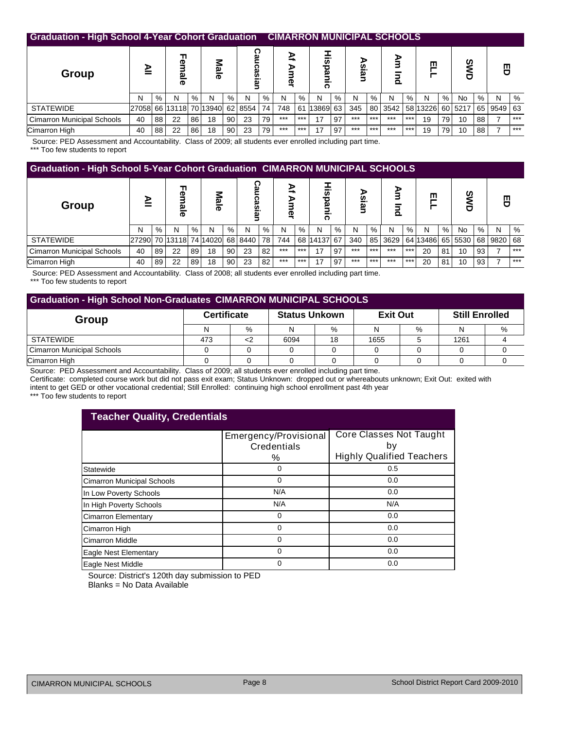## Graduation - High School 4-Year Cohort Graduation CIMARRON MUNICIPAL SCHOOLS

| Group | All | | Female | | Male | | Caucasian | | Af Amer | | Hispanic | | Asian | | Am Ind | | ELL | | SWD | | ED | |
|---|---|---|---|---|---|---|---|---|---|---|---|---|---|---|---|---|---|---|---|---|---|---|
| | N | % | N | % | N | % | N | % | N | % | N | % | N | % | N | % | N | % | No | % | N | % |
| STATEWIDE | 27058 | 66 | 13118 | 70 | 13940 | 62 | 8554 | 74 | 748 | 61 | 13869 | 63 | 345 | 80 | 3542 | 58 | 13226 | 60 | 5217 | 65 | 9549 | 63 |
| Cimarron Municipal Schools | 40 | 88 | 22 | 86 | 18 | 90 | 23 | 79 | *** | *** | 17 | 97 | *** | *** | *** | *** | 19 | 79 | 10 | 88 | 7 | *** |
| Cimarron High | 40 | 88 | 22 | 86 | 18 | 90 | 23 | 79 | *** | *** | 17 | 97 | *** | *** | *** | *** | 19 | 79 | 10 | 88 | 7 | *** |

Source: PED Assessment and Accountability. Class of 2009; all students ever enrolled including part time.
*** Too few students to report

## Graduation - High School 5-Year Cohort Graduation CIMARRON MUNICIPAL SCHOOLS

| Group | All | | Female | | Male | | Caucasian | | Af Amer | | Hispanic | | Asian | | Am Ind | | ELL | | SWD | | ED | |
|---|---|---|---|---|---|---|---|---|---|---|---|---|---|---|---|---|---|---|---|---|---|---|
| | N | % | N | % | N | % | N | % | N | % | N | % | N | % | N | % | N | % | No | % | N | % |
| STATEWIDE | 27290 | 70 | 13118 | 74 | 14020 | 68 | 8440 | 78 | 744 | 68 | 14137 | 67 | 340 | 85 | 3629 | 64 | 13486 | 65 | 5530 | 68 | 9820 | 68 |
| Cimarron Municipal Schools | 40 | 89 | 22 | 89 | 18 | 90 | 23 | 82 | *** | *** | 17 | 97 | *** | *** | *** | *** | 20 | 81 | 10 | 93 | 7 | *** |
| Cimarron High | 40 | 89 | 22 | 89 | 18 | 90 | 23 | 82 | *** | *** | 17 | 97 | *** | *** | *** | *** | 20 | 81 | 10 | 93 | 7 | *** |

Source: PED Assessment and Accountability. Class of 2008; all students ever enrolled including part time.
*** Too few students to report

## Graduation - High School Non-Graduates CIMARRON MUNICIPAL SCHOOLS

| Group | Certificate | | Status Unkown | | Exit Out | | Still Enrolled | |
|---|---|---|---|---|---|---|---|---|
| | N | % | N | % | N | % | N | % |
| STATEWIDE | 473 | <2 | 6094 | 18 | 1655 | 5 | 1261 | 4 |
| Cimarron Municipal Schools | 0 | 0 | 0 | 0 | 0 | 0 | 0 | 0 |
| Cimarron High | 0 | 0 | 0 | 0 | 0 | 0 | 0 | 0 |

Source: PED Assessment and Accountability. Class of 2009; all students ever enrolled including part time.
Certificate: completed course work but did not pass exit exam; Status Unknown: dropped out or whereabouts unknown; Exit Out: exited with intent to get GED or other vocational credential; Still Enrolled: continuing high school enrollment past 4th year
*** Too few students to report

## Teacher Quality, Credentials

| | Emergency/Provisional Credentials % | Core Classes Not Taught by Highly Qualified Teachers |
|---|---|---|
| Statewide | 0 | 0.5 |
| Cimarron Municipal Schools | 0 | 0.0 |
| In Low Poverty Schools | N/A | 0.0 |
| In High Poverty Schools | N/A | N/A |
| Cimarron Elementary | 0 | 0.0 |
| Cimarron High | 0 | 0.0 |
| Cimarron Middle | 0 | 0.0 |
| Eagle Nest Elementary | 0 | 0.0 |
| Eagle Nest Middle | 0 | 0.0 |

Source: District's 120th day submission to PED
Blanks = No Data Available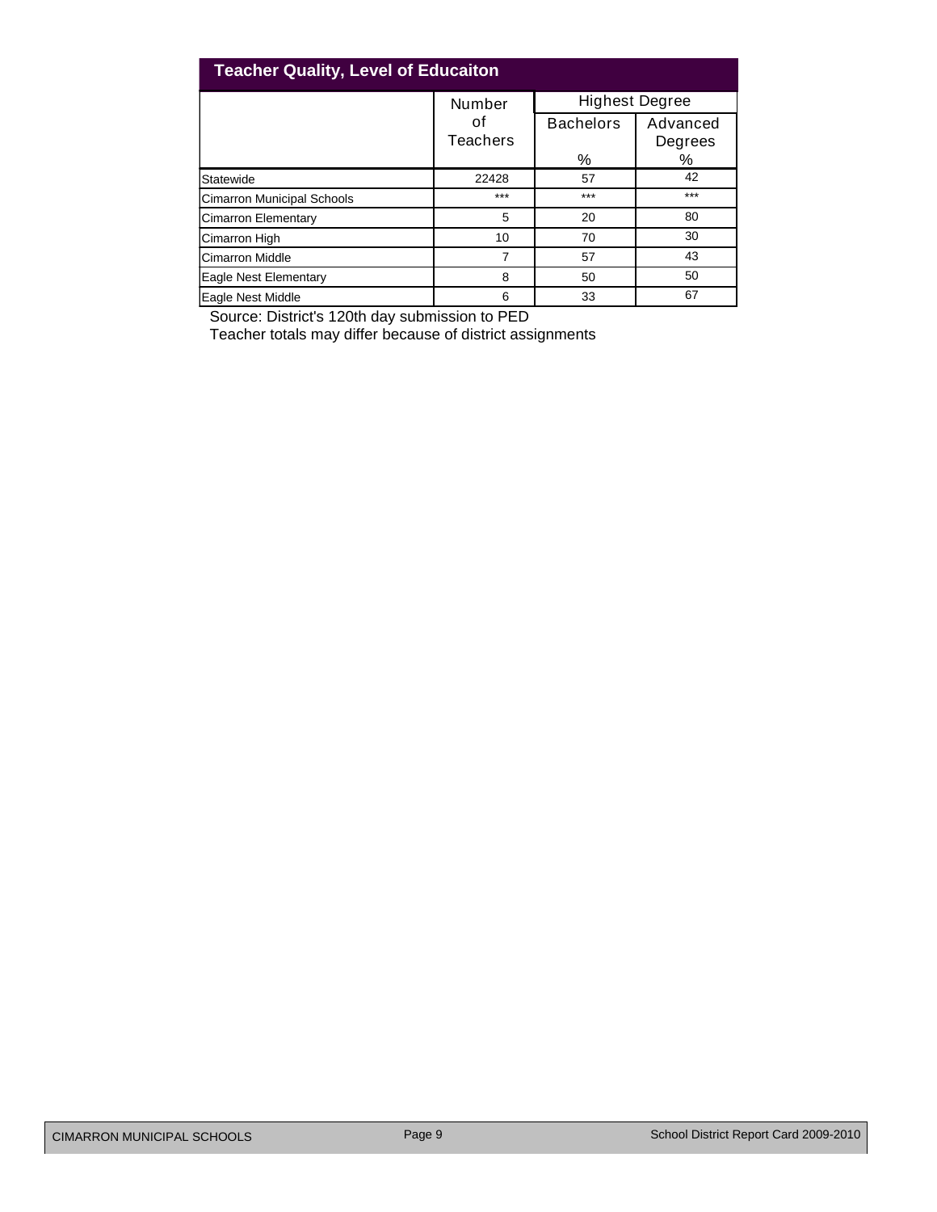## Teacher Quality, Level of Educaiton

| | Number of Teachers | Highest Degree | |
|---|---|---|---|
| | | Bachelors % | Advanced Degrees % |
| Statewide | 22428 | 57 | 42 |
| Cimarron Municipal Schools | *** | *** | *** |
| Cimarron Elementary | 5 | 20 | 80 |
| Cimarron High | 10 | 70 | 30 |
| Cimarron Middle | 7 | 57 | 43 |
| Eagle Nest Elementary | 8 | 50 | 50 |
| Eagle Nest Middle | 6 | 33 | 67 |

Source: District's 120th day submission to PED

Teacher totals may differ because of district assignments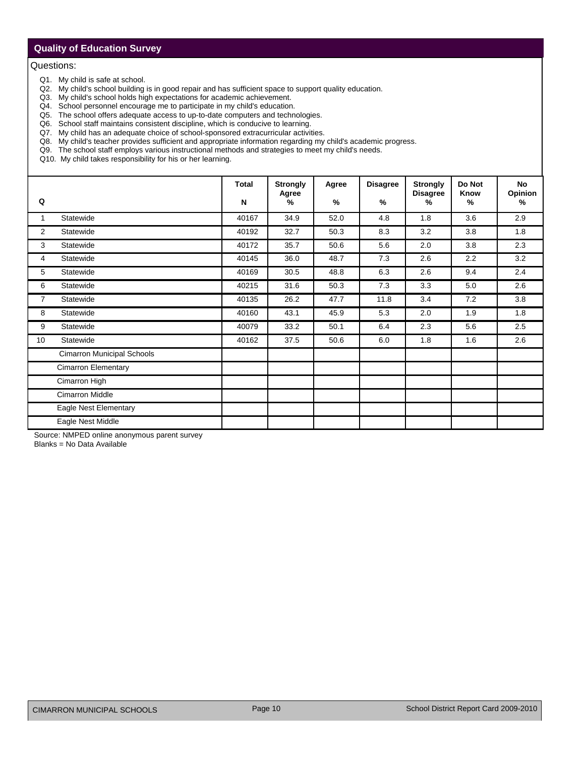## Quality of Education Survey

Questions:

- Q1. My child is safe at school.
- Q2. My child's school building is in good repair and has sufficient space to support quality education.
- Q3. My child's school holds high expectations for academic achievement.
- Q4. School personnel encourage me to participate in my child's education.
- Q5. The school offers adequate access to up-to-date computers and technologies.
- Q6. School staff maintains consistent discipline, which is conducive to learning.
- Q7. My child has an adequate choice of school-sponsored extracurricular activities.
- Q8. My child's teacher provides sufficient and appropriate information regarding my child's academic progress.
- Q9. The school staff employs various instructional methods and strategies to meet my child's needs.
- Q10. My child takes responsibility for his or her learning.

| Q | | Total N | Strongly Agree % | Agree % | Disagree % | Strongly Disagree % | Do Not Know % | No Opinion % |
|---|---|---|---|---|---|---|---|---|
| 1 | Statewide | 40167 | 34.9 | 52.0 | 4.8 | 1.8 | 3.6 | 2.9 |
| 2 | Statewide | 40192 | 32.7 | 50.3 | 8.3 | 3.2 | 3.8 | 1.8 |
| 3 | Statewide | 40172 | 35.7 | 50.6 | 5.6 | 2.0 | 3.8 | 2.3 |
| 4 | Statewide | 40145 | 36.0 | 48.7 | 7.3 | 2.6 | 2.2 | 3.2 |
| 5 | Statewide | 40169 | 30.5 | 48.8 | 6.3 | 2.6 | 9.4 | 2.4 |
| 6 | Statewide | 40215 | 31.6 | 50.3 | 7.3 | 3.3 | 5.0 | 2.6 |
| 7 | Statewide | 40135 | 26.2 | 47.7 | 11.8 | 3.4 | 7.2 | 3.8 |
| 8 | Statewide | 40160 | 43.1 | 45.9 | 5.3 | 2.0 | 1.9 | 1.8 |
| 9 | Statewide | 40079 | 33.2 | 50.1 | 6.4 | 2.3 | 5.6 | 2.5 |
| 10 | Statewide | 40162 | 37.5 | 50.6 | 6.0 | 1.8 | 1.6 | 2.6 |
| | Cimarron Municipal Schools | | | | | | | |
| | Cimarron Elementary | | | | | | | |
| | Cimarron High | | | | | | | |
| | Cimarron Middle | | | | | | | |
| | Eagle Nest Elementary | | | | | | | |
| | Eagle Nest Middle | | | | | | | |

Source: NMPED online anonymous parent survey
Blanks = No Data Available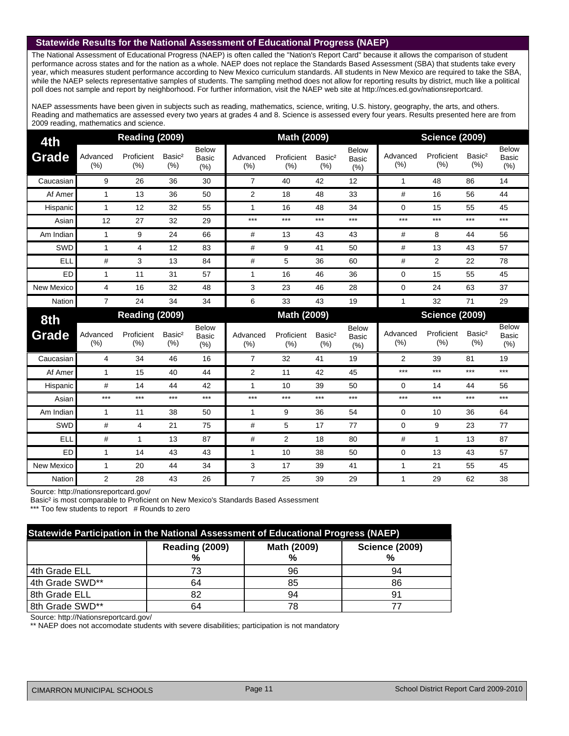## Statewide Results for the National Assessment of Educational Progress (NAEP)

The National Assessment of Educational Progress (NAEP) is often called the "Nation's Report Card" because it allows the comparison of student performance across states and for the nation as a whole. NAEP does not replace the Standards Based Assessment (SBA) that students take every year, which measures student performance according to New Mexico curriculum standards. All students in New Mexico are required to take the SBA, while the NAEP selects representative samples of students. The sampling method does not allow for reporting results by district, much like a political poll does not sample and report by neighborhood. For further information, visit the NAEP web site at http://nces.ed.gov/nationsreportcard.

NAEP assessments have been given in subjects such as reading, mathematics, science, writing, U.S. history, geography, the arts, and others. Reading and mathematics are assessed every two years at grades 4 and 8. Science is assessed every four years. Results presented here are from 2009 reading, mathematics and science.

| 4th Grade | Reading (2009) | | | | Math (2009) | | | | Science (2009) | | | |
|---|---|---|---|---|---|---|---|---|---|---|---|---|
| | Advanced (%) | Proficient (%) | Basic[2] (%) | Below Basic (%) | Advanced (%) | Proficient (%) | Basic[2] (%) | Below Basic (%) | Advanced (%) | Proficient (%) | Basic[2] (%) | Below Basic (%) |
| Caucasian | 9 | 26 | 36 | 30 | 7 | 40 | 42 | 12 | 1 | 48 | 86 | 14 |
| Af Amer | 1 | 13 | 36 | 50 | 2 | 18 | 48 | 33 | # | 16 | 56 | 44 |
| Hispanic | 1 | 12 | 32 | 55 | 1 | 16 | 48 | 34 | 0 | 15 | 55 | 45 |
| Asian | 12 | 27 | 32 | 29 | *** | *** | *** | *** | *** | *** | *** | *** |
| Am Indian | 1 | 9 | 24 | 66 | # | 13 | 43 | 43 | # | 8 | 44 | 56 |
| SWD | 1 | 4 | 12 | 83 | # | 9 | 41 | 50 | # | 13 | 43 | 57 |
| ELL | # | 3 | 13 | 84 | # | 5 | 36 | 60 | # | 2 | 22 | 78 |
| ED | 1 | 11 | 31 | 57 | 1 | 16 | 46 | 36 | 0 | 15 | 55 | 45 |
| New Mexico | 4 | 16 | 32 | 48 | 3 | 23 | 46 | 28 | 0 | 24 | 63 | 37 |
| Nation | 7 | 24 | 34 | 34 | 6 | 33 | 43 | 19 | 1 | 32 | 71 | 29 |

| 8th Grade | Reading (2009) | | | | Math (2009) | | | | Science (2009) | | | |
|---|---|---|---|---|---|---|---|---|---|---|---|---|
| | Advanced (%) | Proficient (%) | Basic[2] (%) | Below Basic (%) | Advanced (%) | Proficient (%) | Basic[2] (%) | Below Basic (%) | Advanced (%) | Proficient (%) | Basic[2] (%) | Below Basic (%) |
| Caucasian | 4 | 34 | 46 | 16 | 7 | 32 | 41 | 19 | 2 | 39 | 81 | 19 |
| Af Amer | 1 | 15 | 40 | 44 | 2 | 11 | 42 | 45 | *** | *** | *** | *** |
| Hispanic | # | 14 | 44 | 42 | 1 | 10 | 39 | 50 | 0 | 14 | 44 | 56 |
| Asian | *** | *** | *** | *** | *** | *** | *** | *** | *** | *** | *** | *** |
| Am Indian | 1 | 11 | 38 | 50 | 1 | 9 | 36 | 54 | 0 | 10 | 36 | 64 |
| SWD | # | 4 | 21 | 75 | # | 5 | 17 | 77 | 0 | 9 | 23 | 77 |
| ELL | # | 1 | 13 | 87 | # | 2 | 18 | 80 | # | 1 | 13 | 87 |
| ED | 1 | 14 | 43 | 43 | 1 | 10 | 38 | 50 | 0 | 13 | 43 | 57 |
| New Mexico | 1 | 20 | 44 | 34 | 3 | 17 | 39 | 41 | 1 | 21 | 55 | 45 |
| Nation | 2 | 28 | 43 | 26 | 7 | 25 | 39 | 29 | 1 | 29 | 62 | 38 |

Source: http://nationsreportcard.gov/

Basic[2] is most comparable to Proficient on New Mexico's Standards Based Assessment

*** Too few students to report # Rounds to zero

## Statewide Participation in the National Assessment of Educational Progress (NAEP)

| | Reading (2009) % | Math (2009) % | Science (2009) % |
|---|---|---|---|
| 4th Grade ELL | 73 | 96 | 94 |
| 4th Grade SWD** | 64 | 85 | 86 |
| 8th Grade ELL | 82 | 94 | 91 |
| 8th Grade SWD** | 64 | 78 | 77 |

Source: http://Nationsreportcard.gov/

** NAEP does not accomodate students with severe disabilities; participation is not mandatory